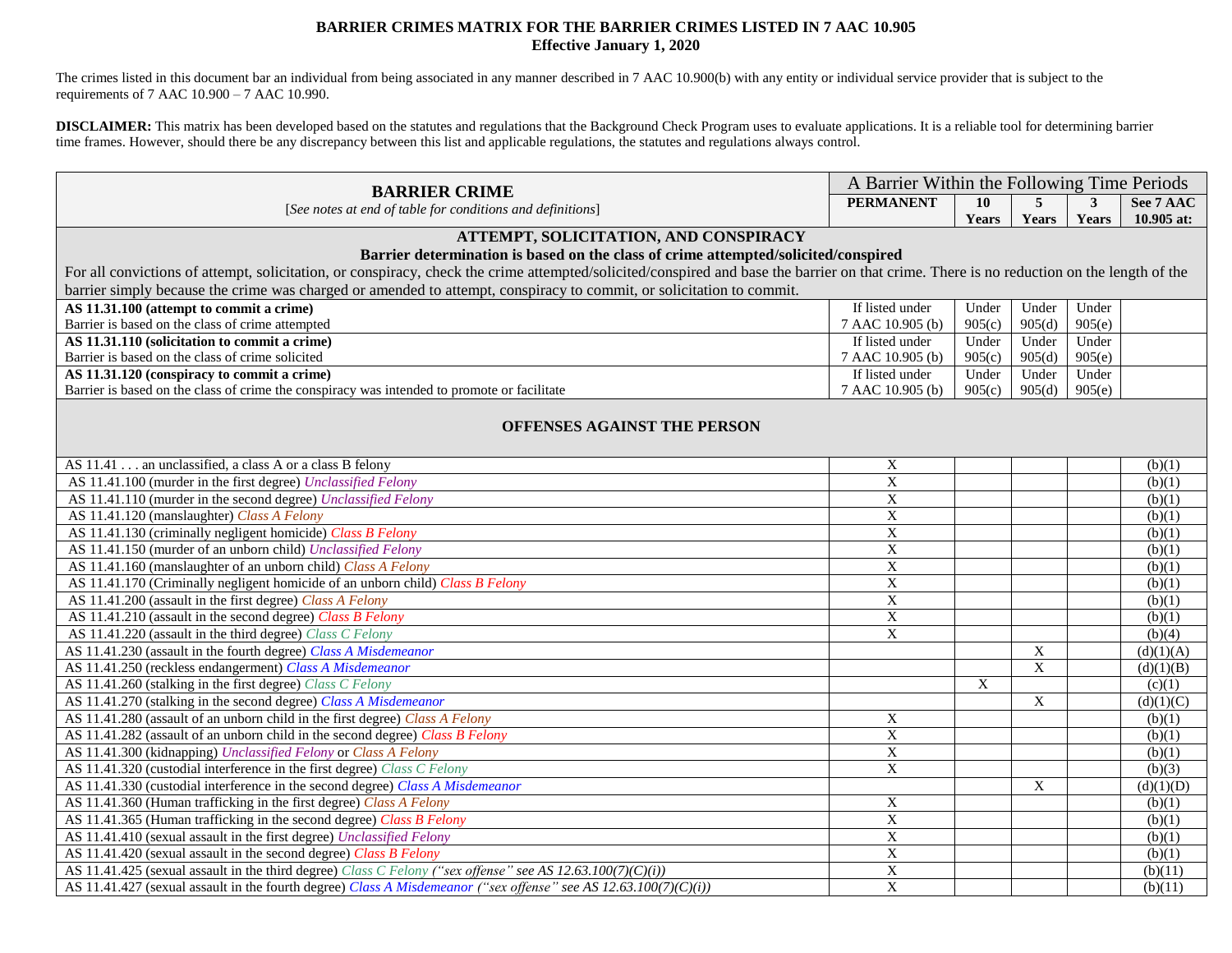# BARRIER CRIMES MATRIX FOR THE BARRIER CRIMES LISTED IN 7 AAC 10.905
**Effective January 1, 2020**

The crimes listed in this document bar an individual from being associated in any manner described in 7 AAC 10.900(b) with any entity or individual service provider that is subject to the requirements of 7 AAC 10.900 – 7 AAC 10.990.

**DISCLAIMER:** This matrix has been developed based on the statutes and regulations that the Background Check Program uses to evaluate applications. It is a reliable tool for determining barrier time frames. However, should there be any discrepancy between this list and applicable regulations, the statutes and regulations always control.

| **BARRIER CRIME** [*See notes at end of table for conditions and definitions*] | A Barrier Within the Following Time Periods | | | | |
|---|---|---|---|---|---|
| | **PERMANENT** | **10 Years** | **5 Years** | **3 Years** | **See 7 AAC 10.905 at:** |
| **ATTEMPT, SOLICITATION, AND CONSPIRACY** **Barrier determination is based on the class of crime attempted/solicited/conspired** For all convictions of attempt, solicitation, or conspiracy, check the crime attempted/solicited/conspired and base the barrier on that crime. There is no reduction on the length of the barrier simply because the crime was charged or amended to attempt, conspiracy to commit, or solicitation to commit. | | | | | |
| **AS 11.31.100 (attempt to commit a crime)** Barrier is based on the class of crime attempted | If listed under 7 AAC 10.905 (b) | Under 905(c) | Under 905(d) | Under 905(e) | |
| **AS 11.31.110 (solicitation to commit a crime)** Barrier is based on the class of crime solicited | If listed under 7 AAC 10.905 (b) | Under 905(c) | Under 905(d) | Under 905(e) | |
| **AS 11.31.120 (conspiracy to commit a crime)** Barrier is based on the class of crime the conspiracy was intended to promote or facilitate | If listed under 7 AAC 10.905 (b) | Under 905(c) | Under 905(d) | Under 905(e) | |
| **OFFENSES AGAINST THE PERSON** | | | | | |
| AS 11.41 . . . an unclassified, a class A or a class B felony | X | | | | (b)(1) |
| AS 11.41.100 (murder in the first degree) *Unclassified Felony* | X | | | | (b)(1) |
| AS 11.41.110 (murder in the second degree) *Unclassified Felony* | X | | | | (b)(1) |
| AS 11.41.120 (manslaughter) *Class A Felony* | X | | | | (b)(1) |
| AS 11.41.130 (criminally negligent homicide) *Class B Felony* | X | | | | (b)(1) |
| AS 11.41.150 (murder of an unborn child) *Unclassified Felony* | X | | | | (b)(1) |
| AS 11.41.160 (manslaughter of an unborn child) *Class A Felony* | X | | | | (b)(1) |
| AS 11.41.170 (Criminally negligent homicide of an unborn child) *Class B Felony* | X | | | | (b)(1) |
| AS 11.41.200 (assault in the first degree) *Class A Felony* | X | | | | (b)(1) |
| AS 11.41.210 (assault in the second degree) *Class B Felony* | X | | | | (b)(1) |
| AS 11.41.220 (assault in the third degree) *Class C Felony* | X | | | | (b)(4) |
| AS 11.41.230 (assault in the fourth degree) *Class A Misdemeanor* | | | X | | (d)(1)(A) |
| AS 11.41.250 (reckless endangerment) *Class A Misdemeanor* | | | X | | (d)(1)(B) |
| AS 11.41.260 (stalking in the first degree) *Class C Felony* | | X | | | (c)(1) |
| AS 11.41.270 (stalking in the second degree) *Class A Misdemeanor* | | | X | | (d)(1)(C) |
| AS 11.41.280 (assault of an unborn child in the first degree) *Class A Felony* | X | | | | (b)(1) |
| AS 11.41.282 (assault of an unborn child in the second degree) *Class B Felony* | X | | | | (b)(1) |
| AS 11.41.300 (kidnapping) *Unclassified Felony* or *Class A Felony* | X | | | | (b)(1) |
| AS 11.41.320 (custodial interference in the first degree) *Class C Felony* | X | | | | (b)(3) |
| AS 11.41.330 (custodial interference in the second degree) *Class A Misdemeanor* | | | X | | (d)(1)(D) |
| AS 11.41.360 (Human trafficking in the first degree) *Class A Felony* | X | | | | (b)(1) |
| AS 11.41.365 (Human trafficking in the second degree) *Class B Felony* | X | | | | (b)(1) |
| AS 11.41.410 (sexual assault in the first degree) *Unclassified Felony* | X | | | | (b)(1) |
| AS 11.41.420 (sexual assault in the second degree) *Class B Felony* | X | | | | (b)(1) |
| AS 11.41.425 (sexual assault in the third degree) *Class C Felony ("sex offense" see AS 12.63.100(7)(C)(i))* | X | | | | (b)(11) |
| AS 11.41.427 (sexual assault in the fourth degree) *Class A Misdemeanor ("sex offense" see AS 12.63.100(7)(C)(i))* | X | | | | (b)(11) |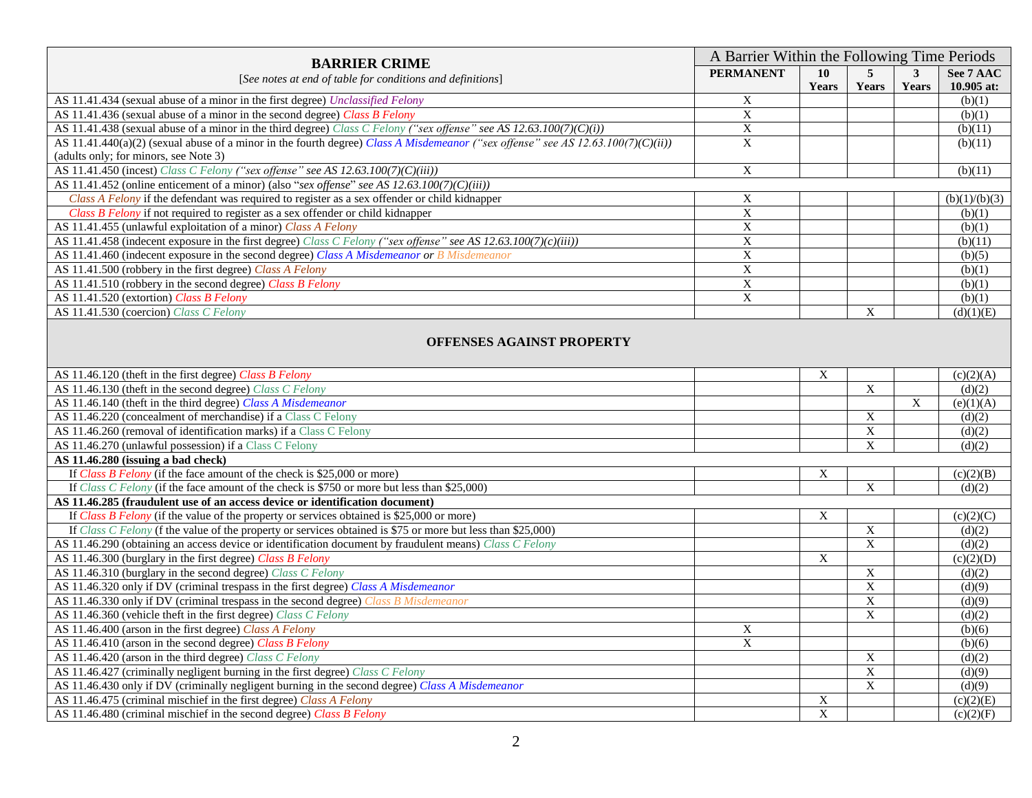| BARRIER CRIME<br>[*See notes at end of table for conditions and definitions*] | A Barrier Within the Following Time Periods | | | | |
|---|---|---|---|---|---|
| | **PERMANENT** | **10 Years** | **5 Years** | **3 Years** | **See 7 AAC 10.905 at:** |
| AS 11.41.434 (sexual abuse of a minor in the first degree) *Unclassified Felony* | X | | | | (b)(1) |
| AS 11.41.436 (sexual abuse of a minor in the second degree) *Class B Felony* | X | | | | (b)(1) |
| AS 11.41.438 (sexual abuse of a minor in the third degree) *Class C Felony ("sex offense" see AS 12.63.100(7)(C)(i))* | X | | | | (b)(11) |
| AS 11.41.440(a)(2) (sexual abuse of a minor in the fourth degree) *Class A Misdemeanor ("sex offense" see AS 12.63.100(7)(C)(ii))* (adults only; for minors, see Note 3) | X | | | | (b)(11) |
| AS 11.41.450 (incest) *Class C Felony ("sex offense" see AS 12.63.100(7)(C)(iii))* | X | | | | (b)(11) |
| AS 11.41.452 (online enticement of a minor) (also "*sex offense*" *see AS 12.63.100(7)(C)(iii))* | | | | | |
| *Class A Felony* if the defendant was required to register as a sex offender or child kidnapper | X | | | | (b)(1)/(b)(3) |
| *Class B Felony* if not required to register as a sex offender or child kidnapper | X | | | | (b)(1) |
| AS 11.41.455 (unlawful exploitation of a minor) *Class A Felony* | X | | | | (b)(1) |
| AS 11.41.458 (indecent exposure in the first degree) *Class C Felony ("sex offense" see AS 12.63.100(7)(c)(iii))* | X | | | | (b)(11) |
| AS 11.41.460 (indecent exposure in the second degree) *Class A Misdemeanor or B Misdemeanor* | X | | | | (b)(5) |
| AS 11.41.500 (robbery in the first degree) *Class A Felony* | X | | | | (b)(1) |
| AS 11.41.510 (robbery in the second degree) *Class B Felony* | X | | | | (b)(1) |
| AS 11.41.520 (extortion) *Class B Felony* | X | | | | (b)(1) |
| AS 11.41.530 (coercion) *Class C Felony* | | | X | | (d)(1)(E) |
| **OFFENSES AGAINST PROPERTY** | | | | | |
| AS 11.46.120 (theft in the first degree) *Class B Felony* | | X | | | (c)(2)(A) |
| AS 11.46.130 (theft in the second degree) *Class C Felony* | | | X | | (d)(2) |
| AS 11.46.140 (theft in the third degree) *Class A Misdemeanor* | | | | X | (e)(1)(A) |
| AS 11.46.220 (concealment of merchandise) if a Class C Felony | | | X | | (d)(2) |
| AS 11.46.260 (removal of identification marks) if a Class C Felony | | | X | | (d)(2) |
| AS 11.46.270 (unlawful possession) if a Class C Felony | | | X | | (d)(2) |
| **AS 11.46.280 (issuing a bad check)** | | | | | |
| If *Class B Felony* (if the face amount of the check is $25,000 or more) | | X | | | (c)(2)(B) |
| If *Class C Felony* (if the face amount of the check is $750 or more but less than $25,000) | | | X | | (d)(2) |
| **AS 11.46.285 (fraudulent use of an access device or identification document)** | | | | | |
| If *Class B Felony* (if the value of the property or services obtained is $25,000 or more) | | X | | | (c)(2)(C) |
| If *Class C Felony* (f the value of the property or services obtained is $75 or more but less than $25,000) | | | X | | (d)(2) |
| AS 11.46.290 (obtaining an access device or identification document by fraudulent means) *Class C Felony* | | | X | | (d)(2) |
| AS 11.46.300 (burglary in the first degree) *Class B Felony* | | X | | | (c)(2)(D) |
| AS 11.46.310 (burglary in the second degree) *Class C Felony* | | | X | | (d)(2) |
| AS 11.46.320 only if DV (criminal trespass in the first degree) *Class A Misdemeanor* | | | X | | (d)(9) |
| AS 11.46.330 only if DV (criminal trespass in the second degree) *Class B Misdemeanor* | | | X | | (d)(9) |
| AS 11.46.360 (vehicle theft in the first degree) *Class C Felony* | | | X | | (d)(2) |
| AS 11.46.400 (arson in the first degree) *Class A Felony* | X | | | | (b)(6) |
| AS 11.46.410 (arson in the second degree) *Class B Felony* | X | | | | (b)(6) |
| AS 11.46.420 (arson in the third degree) *Class C Felony* | | | X | | (d)(2) |
| AS 11.46.427 (criminally negligent burning in the first degree) *Class C Felony* | | | X | | (d)(9) |
| AS 11.46.430 only if DV (criminally negligent burning in the second degree) *Class A Misdemeanor* | | | X | | (d)(9) |
| AS 11.46.475 (criminal mischief in the first degree) *Class A Felony* | | X | | | (c)(2)(E) |
| AS 11.46.480 (criminal mischief in the second degree) *Class B Felony* | | X | | | (c)(2)(F) |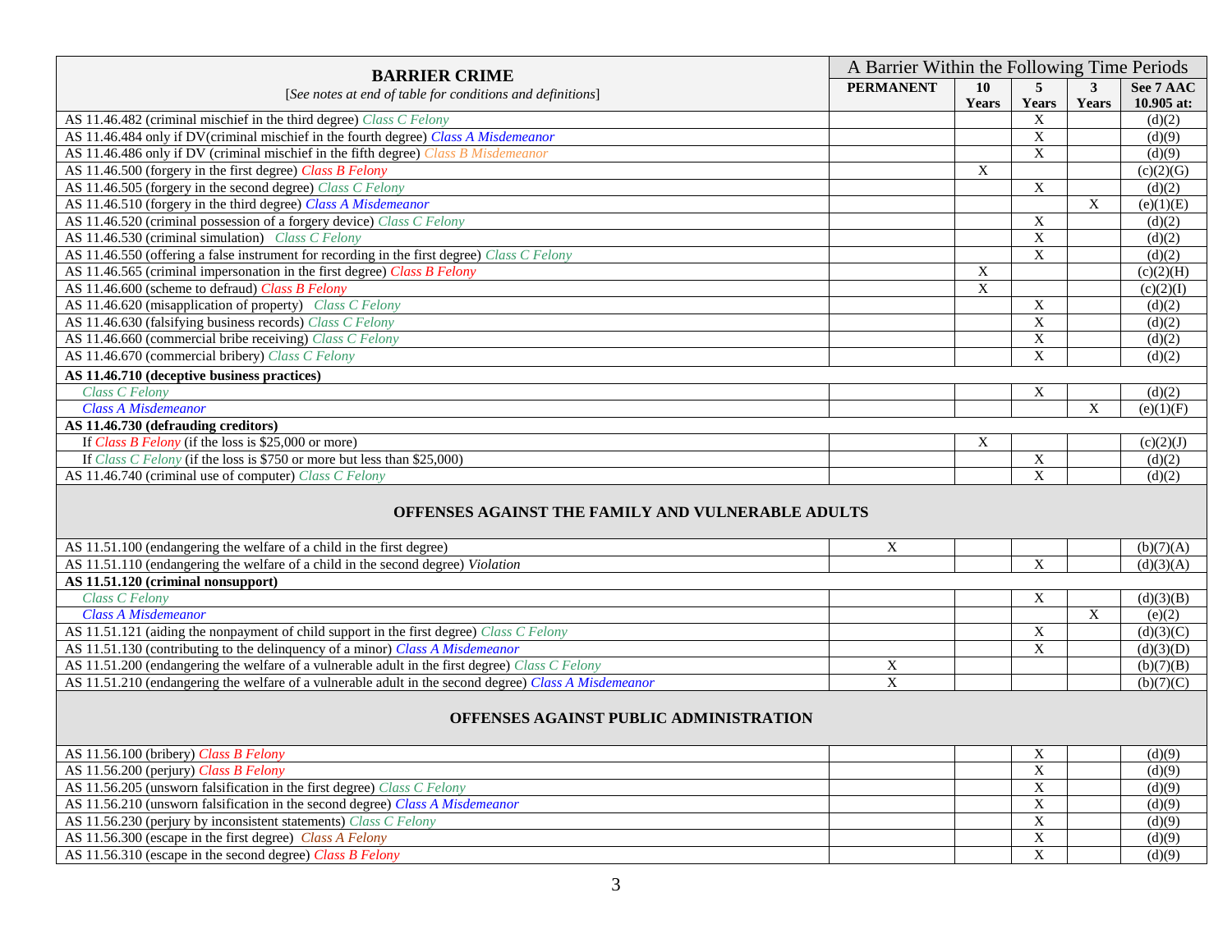| BARRIER CRIME<br>*[See notes at end of table for conditions and definitions]* | A Barrier Within the Following Time Periods | | | |
|---|---|---|---|---|
| | **PERMANENT** | **10 Years** | **5 Years** | **3 Years** | **See 7 AAC 10.905 at:** |
| AS 11.46.482 (criminal mischief in the third degree) *Class C Felony* | | | X | | (d)(2) |
| AS 11.46.484 only if DV(criminal mischief in the fourth degree) *Class A Misdemeanor* | | | X | | (d)(9) |
| AS 11.46.486 only if DV (criminal mischief in the fifth degree) *Class B Misdemeanor* | | | X | | (d)(9) |
| AS 11.46.500 (forgery in the first degree) *Class B Felony* | | X | | | (c)(2)(G) |
| AS 11.46.505 (forgery in the second degree) *Class C Felony* | | | X | | (d)(2) |
| AS 11.46.510 (forgery in the third degree) *Class A Misdemeanor* | | | | X | (e)(1)(E) |
| AS 11.46.520 (criminal possession of a forgery device) *Class C Felony* | | | X | | (d)(2) |
| AS 11.46.530 (criminal simulation) *Class C Felony* | | | X | | (d)(2) |
| AS 11.46.550 (offering a false instrument for recording in the first degree) *Class C Felony* | | | X | | (d)(2) |
| AS 11.46.565 (criminal impersonation in the first degree) *Class B Felony* | | X | | | (c)(2)(H) |
| AS 11.46.600 (scheme to defraud) *Class B Felony* | | X | | | (c)(2)(I) |
| AS 11.46.620 (misapplication of property) *Class C Felony* | | | X | | (d)(2) |
| AS 11.46.630 (falsifying business records) *Class C Felony* | | | X | | (d)(2) |
| AS 11.46.660 (commercial bribe receiving) *Class C Felony* | | | X | | (d)(2) |
| AS 11.46.670 (commercial bribery) *Class C Felony* | | | X | | (d)(2) |
| **AS 11.46.710 (deceptive business practices)** | | | | | |
| *Class C Felony* | | | X | | (d)(2) |
| *Class A Misdemeanor* | | | | X | (e)(1)(F) |
| **AS 11.46.730 (defrauding creditors)** | | | | | |
| If *Class B Felony* (if the loss is $25,000 or more) | | X | | | (c)(2)(J) |
| If *Class C Felony* (if the loss is $750 or more but less than $25,000) | | | X | | (d)(2) |
| AS 11.46.740 (criminal use of computer) *Class C Felony* | | | X | | (d)(2) |
| **OFFENSES AGAINST THE FAMILY AND VULNERABLE ADULTS** | | | | | |
| AS 11.51.100 (endangering the welfare of a child in the first degree) | X | | | | (b)(7)(A) |
| AS 11.51.110 (endangering the welfare of a child in the second degree) *Violation* | | | X | | (d)(3)(A) |
| **AS 11.51.120 (criminal nonsupport)** | | | | | |
| *Class C Felony* | | | X | | (d)(3)(B) |
| *Class A Misdemeanor* | | | | X | (e)(2) |
| AS 11.51.121 (aiding the nonpayment of child support in the first degree) *Class C Felony* | | | X | | (d)(3)(C) |
| AS 11.51.130 (contributing to the delinquency of a minor) *Class A Misdemeanor* | | | X | | (d)(3)(D) |
| AS 11.51.200 (endangering the welfare of a vulnerable adult in the first degree) *Class C Felony* | X | | | | (b)(7)(B) |
| AS 11.51.210 (endangering the welfare of a vulnerable adult in the second degree) *Class A Misdemeanor* | X | | | | (b)(7)(C) |
| **OFFENSES AGAINST PUBLIC ADMINISTRATION** | | | | | |
| AS 11.56.100 (bribery) *Class B Felony* | | | X | | (d)(9) |
| AS 11.56.200 (perjury) *Class B Felony* | | | X | | (d)(9) |
| AS 11.56.205 (unsworn falsification in the first degree) *Class C Felony* | | | X | | (d)(9) |
| AS 11.56.210 (unsworn falsification in the second degree) *Class A Misdemeanor* | | | X | | (d)(9) |
| AS 11.56.230 (perjury by inconsistent statements) *Class C Felony* | | | X | | (d)(9) |
| AS 11.56.300 (escape in the first degree) *Class A Felony* | | | X | | (d)(9) |
| AS 11.56.310 (escape in the second degree) *Class B Felony* | | | X | | (d)(9) |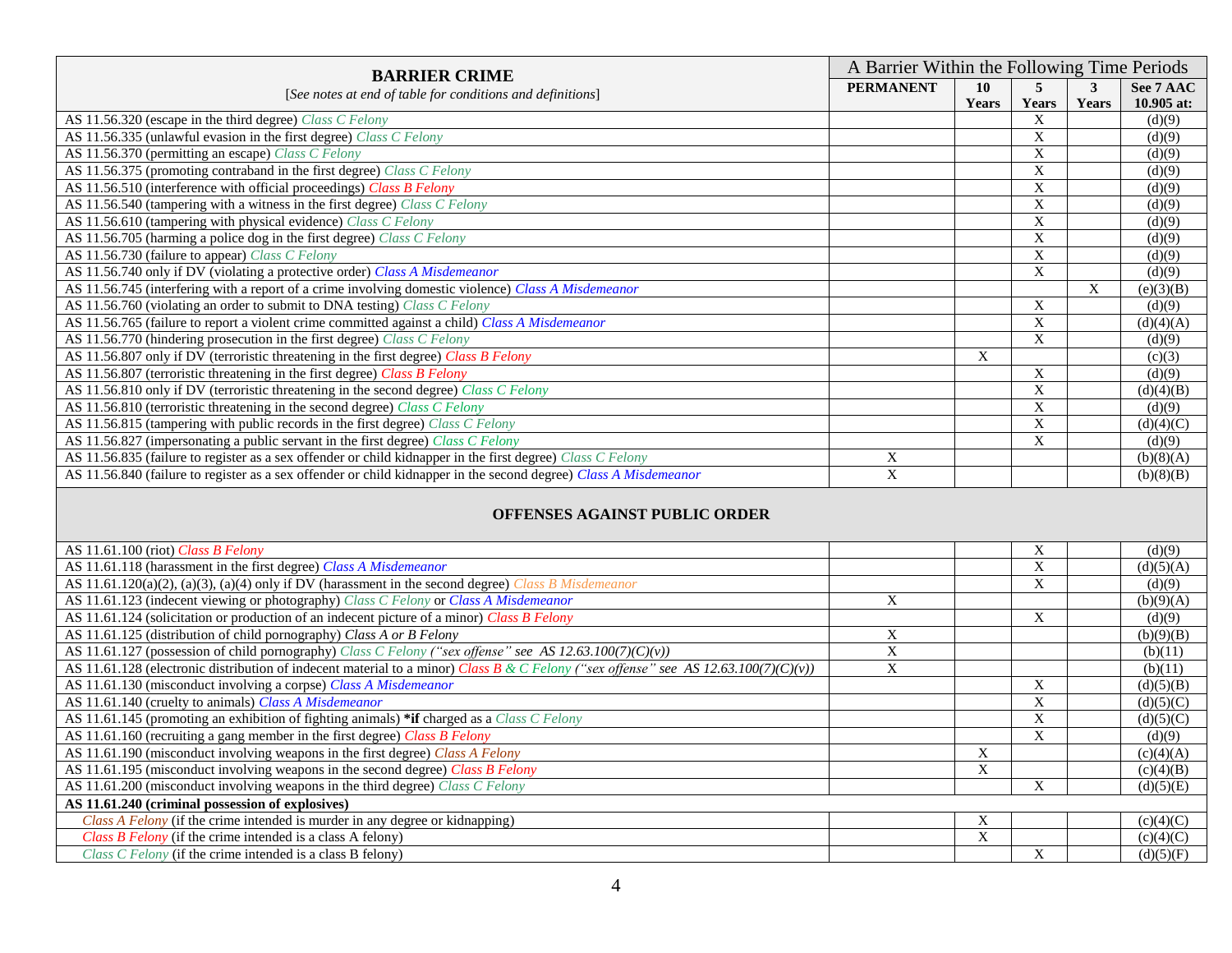| **BARRIER CRIME**<br>[*See notes at end of table for conditions and definitions*] | A Barrier Within the Following Time Periods | | | | |
|---|---|---|---|---|---|
| | **PERMANENT** | **10 Years** | **5 Years** | **3 Years** | **See 7 AAC 10.905 at:** |
| AS 11.56.320 (escape in the third degree) *Class C Felony* | | | X | | (d)(9) |
| AS 11.56.335 (unlawful evasion in the first degree) *Class C Felony* | | | X | | (d)(9) |
| AS 11.56.370 (permitting an escape) *Class C Felony* | | | X | | (d)(9) |
| AS 11.56.375 (promoting contraband in the first degree) *Class C Felony* | | | X | | (d)(9) |
| AS 11.56.510 (interference with official proceedings) *Class B Felony* | | | X | | (d)(9) |
| AS 11.56.540 (tampering with a witness in the first degree) *Class C Felony* | | | X | | (d)(9) |
| AS 11.56.610 (tampering with physical evidence) *Class C Felony* | | | X | | (d)(9) |
| AS 11.56.705 (harming a police dog in the first degree) *Class C Felony* | | | X | | (d)(9) |
| AS 11.56.730 (failure to appear) *Class C Felony* | | | X | | (d)(9) |
| AS 11.56.740 only if DV (violating a protective order) *Class A Misdemeanor* | | | X | | (d)(9) |
| AS 11.56.745 (interfering with a report of a crime involving domestic violence) *Class A Misdemeanor* | | | | X | (e)(3)(B) |
| AS 11.56.760 (violating an order to submit to DNA testing) *Class C Felony* | | | X | | (d)(9) |
| AS 11.56.765 (failure to report a violent crime committed against a child) *Class A Misdemeanor* | | | X | | (d)(4)(A) |
| AS 11.56.770 (hindering prosecution in the first degree) *Class C Felony* | | | X | | (d)(9) |
| AS 11.56.807 only if DV (terroristic threatening in the first degree) *Class B Felony* | | X | | | (c)(3) |
| AS 11.56.807 (terroristic threatening in the first degree) *Class B Felony* | | | X | | (d)(9) |
| AS 11.56.810 only if DV (terroristic threatening in the second degree) *Class C Felony* | | | X | | (d)(4)(B) |
| AS 11.56.810 (terroristic threatening in the second degree) *Class C Felony* | | | X | | (d)(9) |
| AS 11.56.815 (tampering with public records in the first degree) *Class C Felony* | | | X | | (d)(4)(C) |
| AS 11.56.827 (impersonating a public servant in the first degree) *Class C Felony* | | | X | | (d)(9) |
| AS 11.56.835 (failure to register as a sex offender or child kidnapper in the first degree) *Class C Felony* | X | | | | (b)(8)(A) |
| AS 11.56.840 (failure to register as a sex offender or child kidnapper in the second degree) *Class A Misdemeanor* | X | | | | (b)(8)(B) |
| **OFFENSES AGAINST PUBLIC ORDER** | | | | | |
| AS 11.61.100 (riot) *Class B Felony* | | | X | | (d)(9) |
| AS 11.61.118 (harassment in the first degree) *Class A Misdemeanor* | | | X | | (d)(5)(A) |
| AS 11.61.120(a)(2), (a)(3), (a)(4) only if DV (harassment in the second degree) *Class B Misdemeanor* | | | X | | (d)(9) |
| AS 11.61.123 (indecent viewing or photography) *Class C Felony* or *Class A Misdemeanor* | X | | | | (b)(9)(A) |
| AS 11.61.124 (solicitation or production of an indecent picture of a minor) *Class B Felony* | | | X | | (d)(9) |
| AS 11.61.125 (distribution of child pornography) *Class A or B Felony* | X | | | | (b)(9)(B) |
| AS 11.61.127 (possession of child pornography) *Class C Felony ("sex offense" see AS 12.63.100(7)(C)(v))* | X | | | | (b)(11) |
| AS 11.61.128 (electronic distribution of indecent material to a minor) *Class B & C Felony ("sex offense" see AS 12.63.100(7)(C)(v))* | X | | | | (b)(11) |
| AS 11.61.130 (misconduct involving a corpse) *Class A Misdemeanor* | | | X | | (d)(5)(B) |
| AS 11.61.140 (cruelty to animals) *Class A Misdemeanor* | | | X | | (d)(5)(C) |
| AS 11.61.145 (promoting an exhibition of fighting animals) ***if** charged as a *Class C Felony* | | | X | | (d)(5)(C) |
| AS 11.61.160 (recruiting a gang member in the first degree) *Class B Felony* | | | X | | (d)(9) |
| AS 11.61.190 (misconduct involving weapons in the first degree) *Class A Felony* | | X | | | (c)(4)(A) |
| AS 11.61.195 (misconduct involving weapons in the second degree) *Class B Felony* | | X | | | (c)(4)(B) |
| AS 11.61.200 (misconduct involving weapons in the third degree) *Class C Felony* | | | X | | (d)(5)(E) |
| **AS 11.61.240 (criminal possession of explosives)** | | | | | |
| *Class A Felony* (if the crime intended is murder in any degree or kidnapping) | | X | | | (c)(4)(C) |
| *Class B Felony* (if the crime intended is a class A felony) | | X | | | (c)(4)(C) |
| *Class C Felony* (if the crime intended is a class B felony) | | | X | | (d)(5)(F) |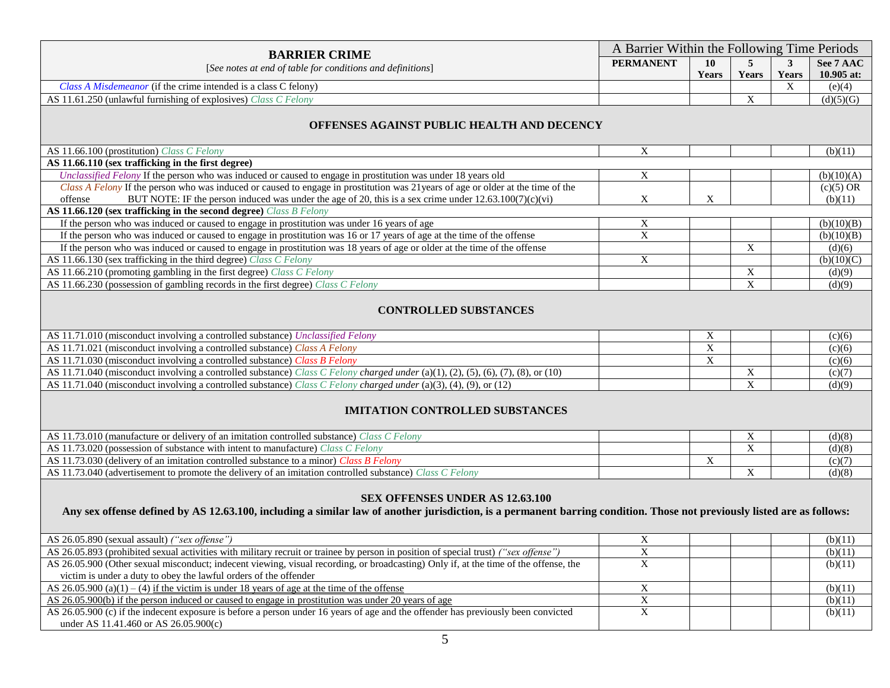| BARRIER CRIME<br>[*See notes at end of table for conditions and definitions*] | A Barrier Within the Following Time Periods | | | | |
|---|---|---|---|---|---|
| | **PERMANENT** | **10 Years** | **5 Years** | **3 Years** | **See 7 AAC 10.905 at:** |
| *Class A Misdemeanor* (if the crime intended is a class C felony) | | | | X | (e)(4) |
| AS 11.61.250 (unlawful furnishing of explosives) *Class C Felony* | | | X | | (d)(5)(G) |
| **OFFENSES AGAINST PUBLIC HEALTH AND DECENCY** | | | | | |
| AS 11.66.100 (prostitution) *Class C Felony* | X | | | | (b)(11) |
| **AS 11.66.110 (sex trafficking in the first degree)** | | | | | |
| *Unclassified Felony* If the person who was induced or caused to engage in prostitution was under 18 years old | X | | | | (b)(10)(A) |
| *Class A Felony* If the person who was induced or caused to engage in prostitution was 21years of age or older at the time of the offense BUT NOTE: IF the person induced was under the age of 20, this is a sex crime under 12.63.100(7)(c)(vi) | X | X | | | (c)(5) OR (b)(11) |
| **AS 11.66.120 (sex trafficking in the second degree)** *Class B Felony* | | | | | |
| If the person who was induced or caused to engage in prostitution was under 16 years of age | X | | | | (b)(10)(B) |
| If the person who was induced or caused to engage in prostitution was 16 or 17 years of age at the time of the offense | X | | | | (b)(10)(B) |
| If the person who was induced or caused to engage in prostitution was 18 years of age or older at the time of the offense | | | X | | (d)(6) |
| AS 11.66.130 (sex trafficking in the third degree) *Class C Felony* | X | | | | (b)(10)(C) |
| AS 11.66.210 (promoting gambling in the first degree) *Class C Felony* | | | X | | (d)(9) |
| AS 11.66.230 (possession of gambling records in the first degree) *Class C Felony* | | | X | | (d)(9) |
| **CONTROLLED SUBSTANCES** | | | | | |
| AS 11.71.010 (misconduct involving a controlled substance) *Unclassified Felony* | | X | | | (c)(6) |
| AS 11.71.021 (misconduct involving a controlled substance) *Class A Felony* | | X | | | (c)(6) |
| AS 11.71.030 (misconduct involving a controlled substance) *Class B Felony* | | X | | | (c)(6) |
| AS 11.71.040 (misconduct involving a controlled substance) *Class C Felony charged under* (a)(1), (2), (5), (6), (7), (8), or (10) | | | X | | (c)(7) |
| AS 11.71.040 (misconduct involving a controlled substance) *Class C Felony charged under* (a)(3), (4), (9), or (12) | | | X | | (d)(9) |
| **IMITATION CONTROLLED SUBSTANCES** | | | | | |
| AS 11.73.010 (manufacture or delivery of an imitation controlled substance) *Class C Felony* | | | X | | (d)(8) |
| AS 11.73.020 (possession of substance with intent to manufacture) *Class C Felony* | | | X | | (d)(8) |
| AS 11.73.030 (delivery of an imitation controlled substance to a minor) *Class B Felony* | | X | | | (c)(7) |
| AS 11.73.040 (advertisement to promote the delivery of an imitation controlled substance) *Class C Felony* | | | X | | (d)(8) |
| **SEX OFFENSES UNDER AS 12.63.100**<br>**Any sex offense defined by AS 12.63.100, including a similar law of another jurisdiction, is a permanent barring condition. Those not previously listed are as follows:** | | | | | |
| AS 26.05.890 (sexual assault) *("sex offense")* | X | | | | (b)(11) |
| AS 26.05.893 (prohibited sexual activities with military recruit or trainee by person in position of special trust) *("sex offense")* | X | | | | (b)(11) |
| AS 26.05.900 (Other sexual misconduct; indecent viewing, visual recording, or broadcasting) Only if, at the time of the offense, the victim is under a duty to obey the lawful orders of the offender | X | | | | (b)(11) |
| AS 26.05.900 (a)(1) – (4) <u>if the victim is under 18 years of age at the time of the offense</u> | X | | | | (b)(11) |
| <u>AS 26.05.900(b) if the person induced or caused to engage in prostitution was under 20 years of age</u> | X | | | | (b)(11) |
| AS 26.05.900 (c) if the indecent exposure is before a person under 16 years of age and the offender has previously been convicted under AS 11.41.460 or AS 26.05.900(c) | X | | | | (b)(11) |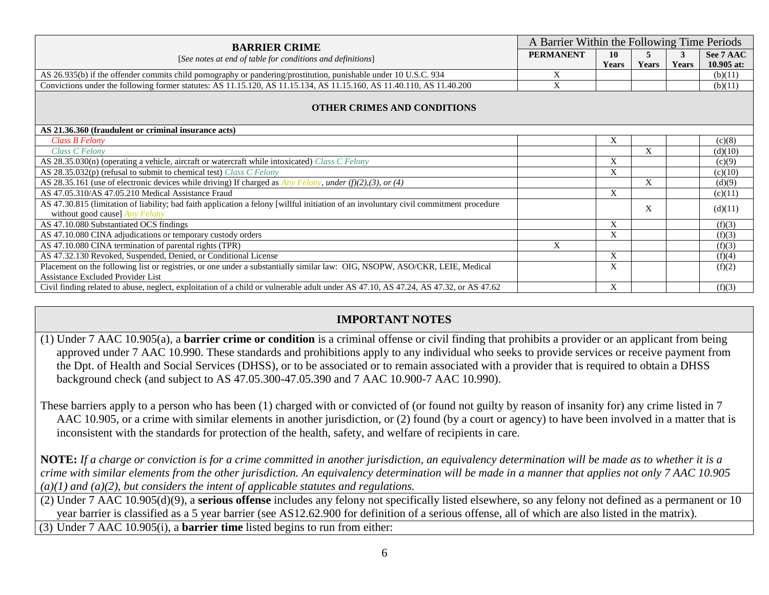| **BARRIER CRIME**<br>[*See notes at end of table for conditions and definitions*] | A Barrier Within the Following Time Periods | | | | |
|---|---|---|---|---|---|
| | **PERMANENT** | **10 Years** | **5 Years** | **3 Years** | **See 7 AAC 10.905 at:** |
| AS 26.935(b) if the offender commits child pornography or pandering/prostitution, punishable under 10 U.S.C. 934 | X | | | | (b)(11) |
| Convictions under the following former statutes: AS 11.15.120, AS 11.15.134, AS 11.15.160, AS 11.40.110, AS 11.40.200 | X | | | | (b)(11) |
| **OTHER CRIMES AND CONDITIONS** | | | | | |
| **AS 21.36.360 (fraudulent or criminal insurance acts)** | | | | | |
| *Class B Felony* | | X | | | (c)(8) |
| *Class C Felony* | | | X | | (d)(10) |
| AS 28.35.030(n) (operating a vehicle, aircraft or watercraft while intoxicated) *Class C Felony* | | X | | | (c)(9) |
| AS 28.35.032(p) (refusal to submit to chemical test) *Class C Felony* | | X | | | (c)(10) |
| AS 28.35.161 (use of electronic devices while driving) If charged as *Any Felony, under (f)(2),(3), or (4)* | | | X | | (d)(9) |
| AS 47.05.310/AS 47.05.210 Medical Assistance Fraud | | X | | | (c)(11) |
| AS 47.30.815 (limitation of liability; bad faith application a felony [willful initiation of an involuntary civil commitment procedure without good cause] *Any Felony* | | | X | | (d)(11) |
| AS 47.10.080 Substantiated OCS findings | | X | | | (f)(3) |
| AS 47.10.080 CINA adjudications or temporary custody orders | | X | | | (f)(3) |
| AS 47.10.080 CINA termination of parental rights (TPR) | X | | | | (f)(3) |
| AS 47.32.130 Revoked, Suspended, Denied, or Conditional License | | X | | | (f)(4) |
| Placement on the following list or registries, or one under a substantially similar law: OIG, NSOPW, ASO/CKR, LEIE, Medical Assistance Excluded Provider List | | X | | | (f)(2) |
| Civil finding related to abuse, neglect, exploitation of a child or vulnerable adult under AS 47.10, AS 47.24, AS 47.32, or AS 47.62 | | X | | | (f)(3) |

## IMPORTANT NOTES

(1) Under 7 AAC 10.905(a), a **barrier crime or condition** is a criminal offense or civil finding that prohibits a provider or an applicant from being approved under 7 AAC 10.990. These standards and prohibitions apply to any individual who seeks to provide services or receive payment from the Dpt. of Health and Social Services (DHSS), or to be associated or to remain associated with a provider that is required to obtain a DHSS background check (and subject to AS 47.05.300-47.05.390 and 7 AAC 10.900-7 AAC 10.990).

These barriers apply to a person who has been (1) charged with or convicted of (or found not guilty by reason of insanity for) any crime listed in 7 AAC 10.905, or a crime with similar elements in another jurisdiction, or (2) found (by a court or agency) to have been involved in a matter that is inconsistent with the standards for protection of the health, safety, and welfare of recipients in care.

**NOTE:** *If a charge or conviction is for a crime committed in another jurisdiction, an equivalency determination will be made as to whether it is a crime with similar elements from the other jurisdiction. An equivalency determination will be made in a manner that applies not only 7 AAC 10.905 (a)(1) and (a)(2), but considers the intent of applicable statutes and regulations.*

(2) Under 7 AAC 10.905(d)(9), a **serious offense** includes any felony not specifically listed elsewhere, so any felony not defined as a permanent or 10 year barrier is classified as a 5 year barrier (see AS12.62.900 for definition of a serious offense, all of which are also listed in the matrix).

(3) Under 7 AAC 10.905(i), a **barrier time** listed begins to run from either: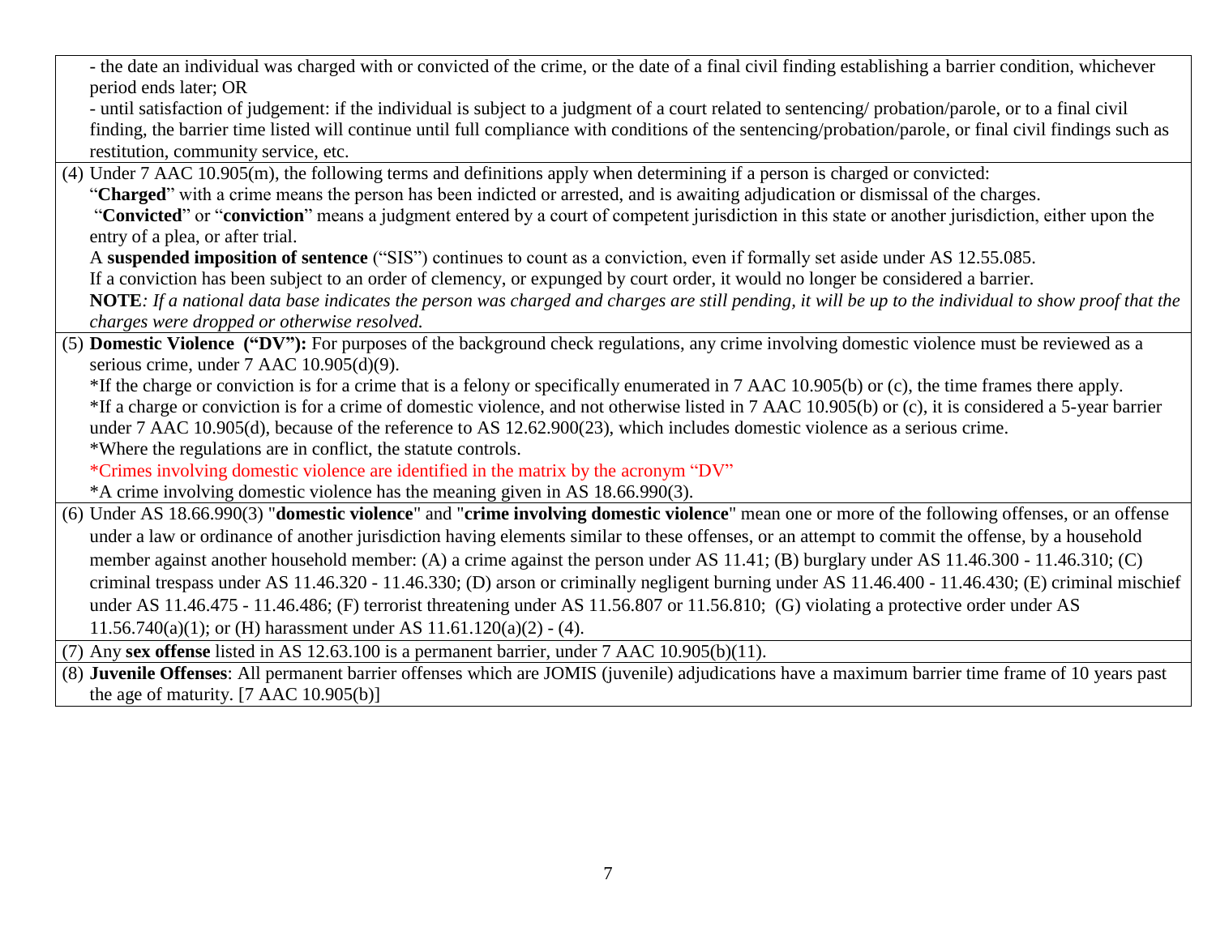| |
|---|
| - the date an individual was charged with or convicted of the crime, or the date of a final civil finding establishing a barrier condition, whichever period ends later; OR<br>- until satisfaction of judgement: if the individual is subject to a judgment of a court related to sentencing/ probation/parole, or to a final civil finding, the barrier time listed will continue until full compliance with conditions of the sentencing/probation/parole, or final civil findings such as restitution, community service, etc. |
| (4) Under 7 AAC 10.905(m), the following terms and definitions apply when determining if a person is charged or convicted:<br>"**Charged**" with a crime means the person has been indicted or arrested, and is awaiting adjudication or dismissal of the charges.<br>"**Convicted**" or "**conviction**" means a judgment entered by a court of competent jurisdiction in this state or another jurisdiction, either upon the entry of a plea, or after trial.<br>A **suspended imposition of sentence** ("SIS") continues to count as a conviction, even if formally set aside under AS 12.55.085.<br>If a conviction has been subject to an order of clemency, or expunged by court order, it would no longer be considered a barrier.<br>**NOTE***: If a national data base indicates the person was charged and charges are still pending, it will be up to the individual to show proof that the charges were dropped or otherwise resolved.* |
| (5) **Domestic Violence ("DV"):** For purposes of the background check regulations, any crime involving domestic violence must be reviewed as a serious crime, under 7 AAC 10.905(d)(9).<br>*If the charge or conviction is for a crime that is a felony or specifically enumerated in 7 AAC 10.905(b) or (c), the time frames there apply.<br>*If a charge or conviction is for a crime of domestic violence, and not otherwise listed in 7 AAC 10.905(b) or (c), it is considered a 5-year barrier under 7 AAC 10.905(d), because of the reference to AS 12.62.900(23), which includes domestic violence as a serious crime.<br>*Where the regulations are in conflict, the statute controls.<br>*Crimes involving domestic violence are identified in the matrix by the acronym "DV"<br>*A crime involving domestic violence has the meaning given in AS 18.66.990(3). |
| (6) Under AS 18.66.990(3) "**domestic violence**" and "**crime involving domestic violence**" mean one or more of the following offenses, or an offense under a law or ordinance of another jurisdiction having elements similar to these offenses, or an attempt to commit the offense, by a household member against another household member: (A) a crime against the person under AS 11.41; (B) burglary under AS 11.46.300 - 11.46.310; (C) criminal trespass under AS 11.46.320 - 11.46.330; (D) arson or criminally negligent burning under AS 11.46.400 - 11.46.430; (E) criminal mischief under AS 11.46.475 - 11.46.486; (F) terrorist threatening under AS 11.56.807 or 11.56.810; (G) violating a protective order under AS 11.56.740(a)(1); or (H) harassment under AS 11.61.120(a)(2) - (4). |
| (7) Any **sex offense** listed in AS 12.63.100 is a permanent barrier, under 7 AAC 10.905(b)(11). |
| (8) **Juvenile Offenses**: All permanent barrier offenses which are JOMIS (juvenile) adjudications have a maximum barrier time frame of 10 years past the age of maturity. [7 AAC 10.905(b)] |